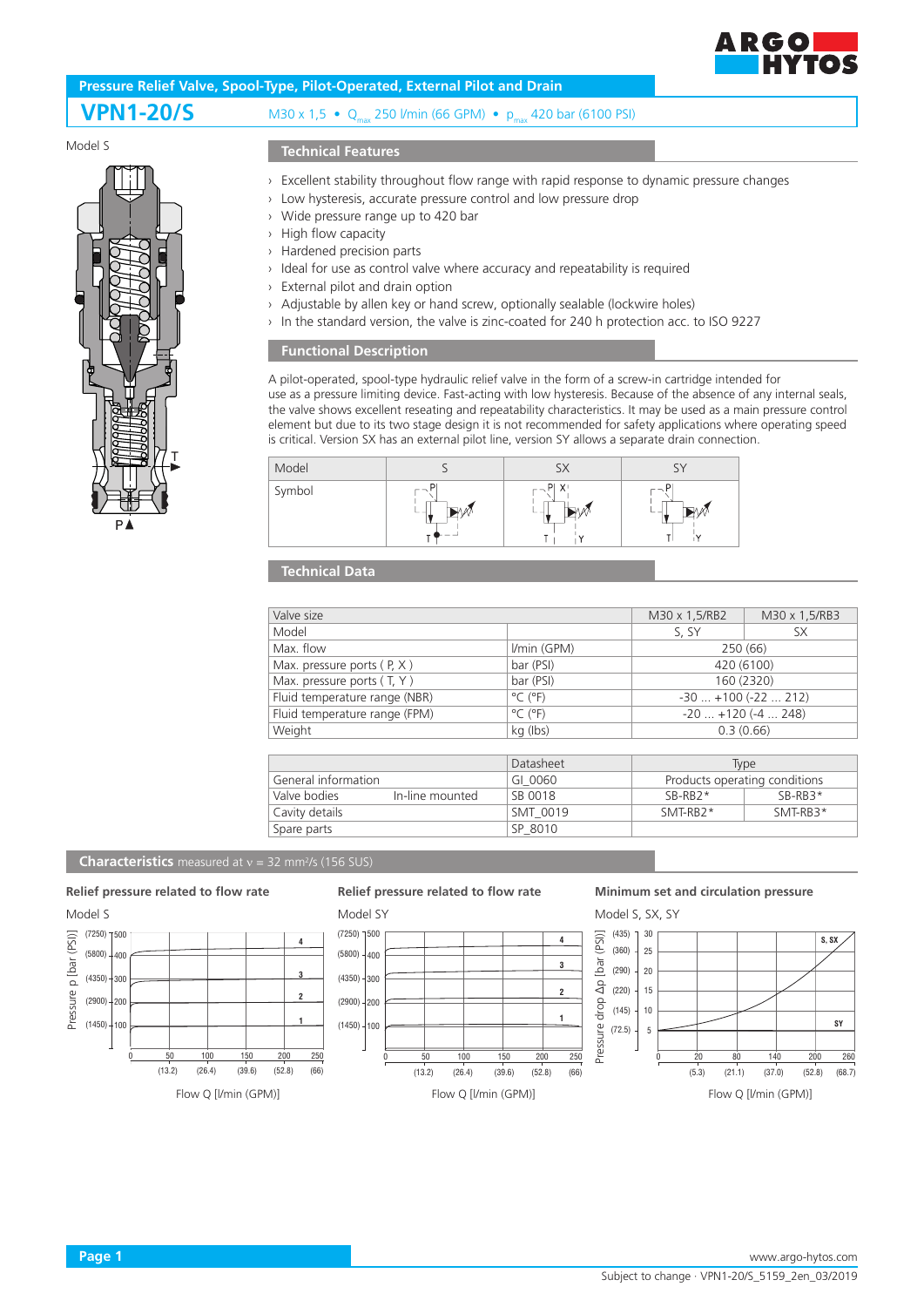# Pressure Relief Valve, Spool-Type, Pilot-Operated, External Pilot and Drain

## VPN1-20/S

M30 x 1,5 • $Q_{max}$ 250 l/min (66 GPM) • $p_{max}$ 420 bar (6100 PSI)

Model S

## Technical Features

- Excellent stability throughout flow range with rapid response to dynamic pressure changes
- Low hysteresis, accurate pressure control and low pressure drop
- Wide pressure range up to 420 bar
- High flow capacity
- Hardened precision parts
- Ideal for use as control valve where accuracy and repeatability is required
- External pilot and drain option
- Adjustable by allen key or hand screw, optionally sealable (lockwire holes)
- In the standard version, the valve is zinc-coated for 240 h protection acc. to ISO 9227

## Functional Description

A pilot-operated, spool-type hydraulic relief valve in the form of a screw-in cartridge intended for use as a pressure limiting device. Fast-acting with low hysteresis. Because of the absence of any internal seals, the valve shows excellent reseating and repeatability characteristics. It may be used as a main pressure control element but due to its two stage design it is not recommended for safety applications where operating speed is critical. Version SX has an external pilot line, version SY allows a separate drain connection.

| Model | S | SX | SY |
|---|---|---|---|
| Symbol | | | |

## Technical Data

| Valve size | | M30 x 1,5/RB2 | M30 x 1,5/RB3 |
|---|---|---|---|
| Model | | S, SY | SX |
| Max. flow | l/min (GPM) | 250 (66) | |
| Max. pressure ports ( P, X ) | bar (PSI) | 420 (6100) | |
| Max. pressure ports ( T, Y ) | bar (PSI) | 160 (2320) | |
| Fluid temperature range (NBR) | °C (°F) | -30 ... +100 (-22 ... 212) | |
| Fluid temperature range (FPM) | °C (°F) | -20 ... +120 (-4 ... 248) | |
| Weight | kg (lbs) | 0.3 (0.66) | |

| | | Datasheet | Type | |
|---|---|---|---|---|
| General information | | GI_0060 | Products operating conditions | |
| Valve bodies | In-line mounted | SB 0018 | SB-RB2* | SB-RB3* |
| Cavity details | | SMT_0019 | SMT-RB2* | SMT-RB3* |
| Spare parts | | SP_8010 | | |

## Characteristics measured at ν = 32 mm²/s (156 SUS)

**Relief pressure related to flow rate**

Model S

Pressure p [bar (PSI)] vs. Flow Q [l/min (GPM)] — curves 1, 2, 3, 4

**Relief pressure related to flow rate**

Model SY

Flow Q [l/min (GPM)] — curves 1, 2, 3, 4

**Minimum set and circulation pressure**

Model S, SX, SY

Pressure drop Δp [bar (PSI)] vs. Flow Q [l/min (GPM)] — curves S, SX; SY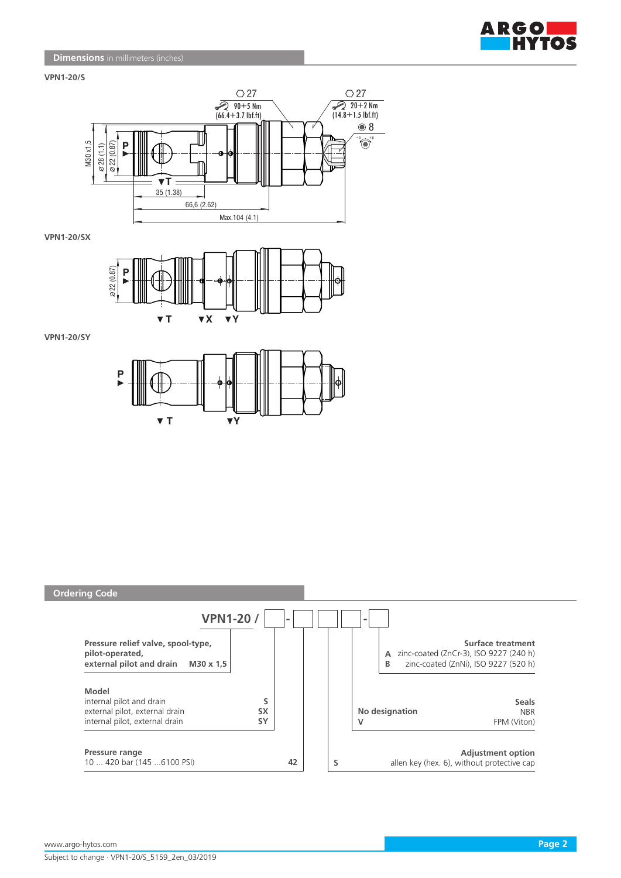## Dimensions in millimeters (inches)

**VPN1-20/S**

⬡ 27
90+5 Nm
(66.4+3.7 lbf.ft)

⬡ 27
20+2 Nm
(14.8+1.5 lbf.ft)
◉ 8

M30 x1.5
Ø 28 (1.1)
Ø 22 (0.87)
P
T
35 (1.38)
66,6 (2.62)
Max.104 (4.1)

**VPN1-20/SX**

Ø 22 (0.87)
P
T
X
Y

**VPN1-20/SY**

P
T
Y

## Ordering Code

**VPN1-20 /** ☐ **-** ☐ ☐ ☐ **-** ☐

**Pressure relief valve, spool-type, pilot-operated, external pilot and drain** — **M30 x 1,5**

**Model**

| | |
|---|---|
| internal pilot and drain | S |
| external pilot, external drain | SX |
| internal pilot, external drain | SY |

**Pressure range**

| | |
|---|---|
| 10 ... 420 bar (145 ...6100 PSI) | 42 |

**Surface treatment**

| | |
|---|---|
| A | zinc-coated (ZnCr-3), ISO 9227 (240 h) |
| B | zinc-coated (ZnNi), ISO 9227 (520 h) |

**Seals**

| | |
|---|---|
| **No designation** | NBR |
| V | FPM (Viton) |

**Adjustment option**

| | |
|---|---|
| S | allen key (hex. 6), without protective cap |